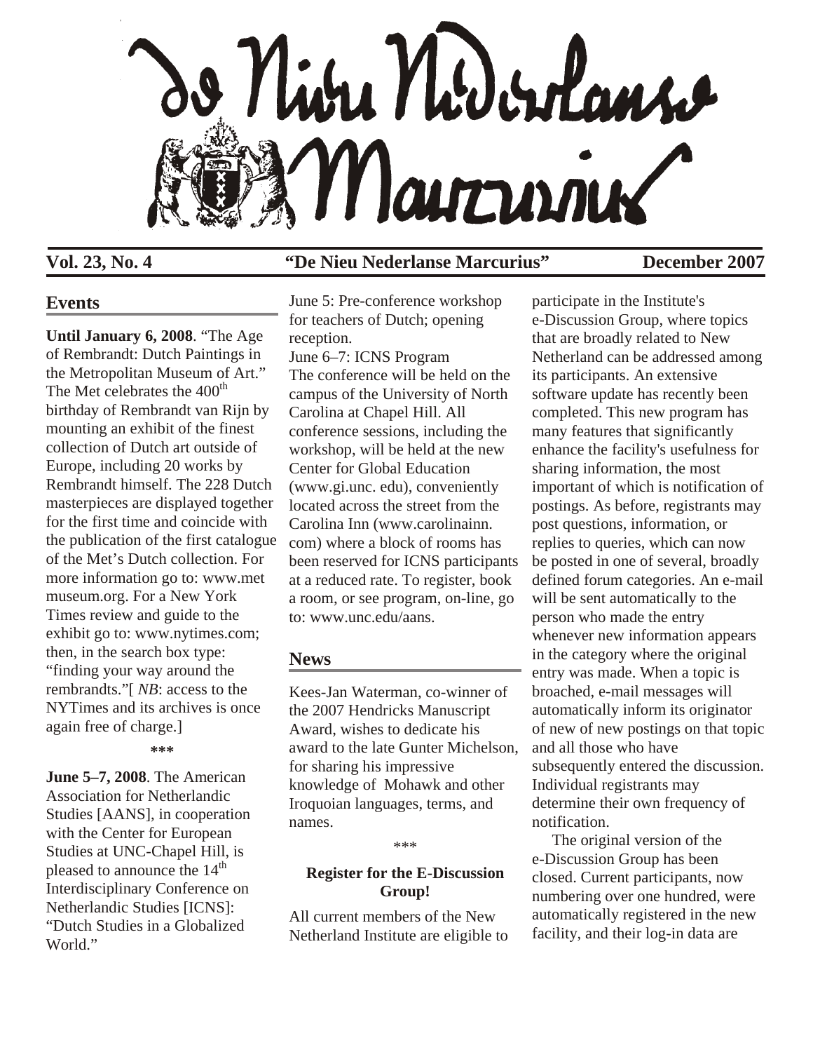# De Nieu Nederlanse Marcurius

**Vol. 23, No. 4** **"De Nieu Nederlanse Marcurius"** **December 2007**

## Events

**Until January 6, 2008**. "The Age of Rembrandt: Dutch Paintings in the Metropolitan Museum of Art." The Met celebrates the 400th birthday of Rembrandt van Rijn by mounting an exhibit of the finest collection of Dutch art outside of Europe, including 20 works by Rembrandt himself. The 228 Dutch masterpieces are displayed together for the first time and coincide with the publication of the first catalogue of the Met's Dutch collection. For more information go to: www.met museum.org. For a New York Times review and guide to the exhibit go to: www.nytimes.com; then, in the search box type: "finding your way around the rembrandts."[ *NB*: access to the NYTimes and its archives is once again free of charge.]

\*\*\*

**June 5–7, 2008**. The American Association for Netherlandic Studies [AANS], in cooperation with the Center for European Studies at UNC-Chapel Hill, is pleased to announce the 14th Interdisciplinary Conference on Netherlandic Studies [ICNS]: "Dutch Studies in a Globalized World."

June 5: Pre-conference workshop for teachers of Dutch; opening reception.
June 6–7: ICNS Program
The conference will be held on the campus of the University of North Carolina at Chapel Hill. All conference sessions, including the workshop, will be held at the new Center for Global Education (www.gi.unc. edu), conveniently located across the street from the Carolina Inn (www.carolinainn. com) where a block of rooms has been reserved for ICNS participants at a reduced rate. To register, book a room, or see program, on-line, go to: www.unc.edu/aans.

## News

Kees-Jan Waterman, co-winner of the 2007 Hendricks Manuscript Award, wishes to dedicate his award to the late Gunter Michelson, for sharing his impressive knowledge of Mohawk and other Iroquoian languages, terms, and names.

\*\*\*

### Register for the E-Discussion Group!

All current members of the New Netherland Institute are eligible to participate in the Institute's e-Discussion Group, where topics that are broadly related to New Netherland can be addressed among its participants. An extensive software update has recently been completed. This new program has many features that significantly enhance the facility's usefulness for sharing information, the most important of which is notification of postings. As before, registrants may post questions, information, or replies to queries, which can now be posted in one of several, broadly defined forum categories. An e-mail will be sent automatically to the person who made the entry whenever new information appears in the category where the original entry was made. When a topic is broached, e-mail messages will automatically inform its originator of new of new postings on that topic and all those who have subsequently entered the discussion. Individual registrants may determine their own frequency of notification.

The original version of the e-Discussion Group has been closed. Current participants, now numbering over one hundred, were automatically registered in the new facility, and their log-in data are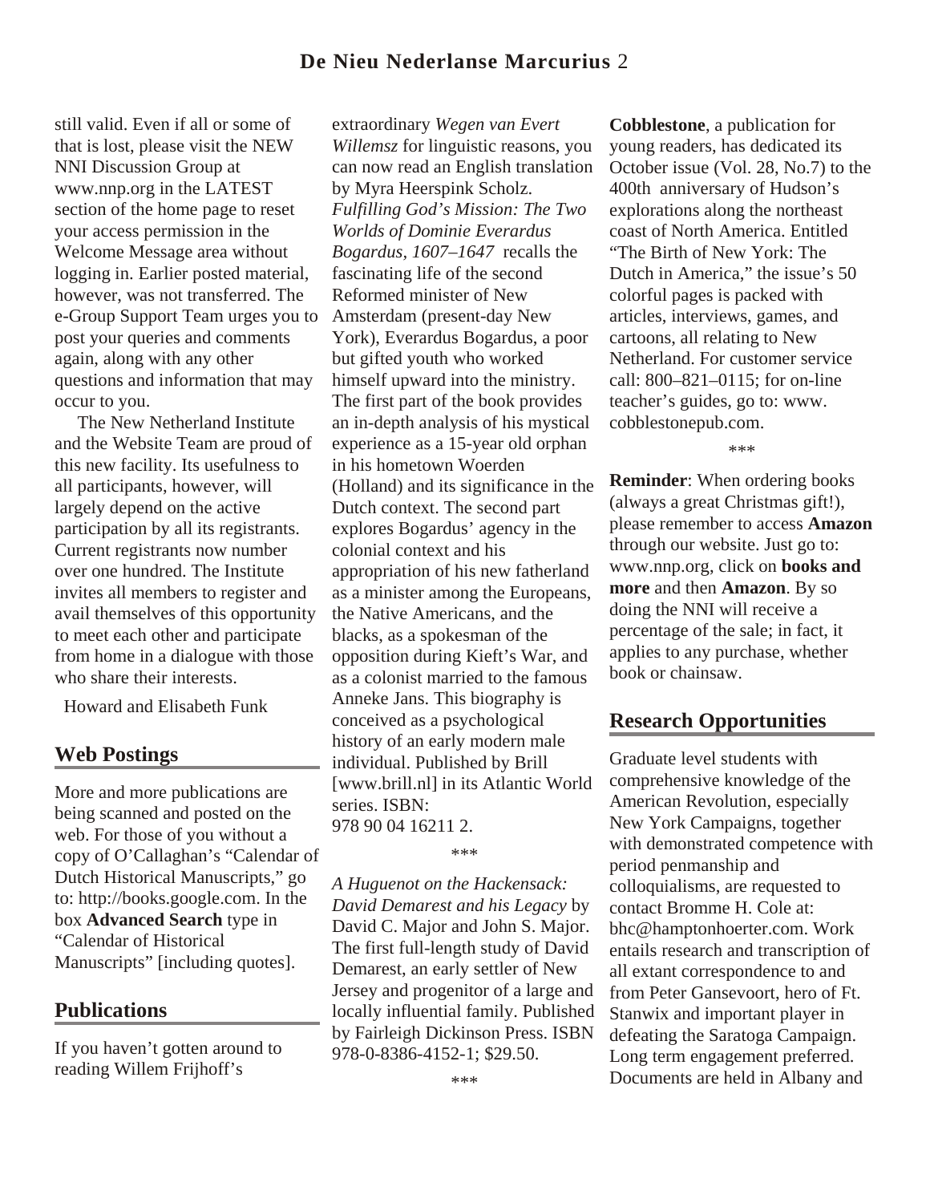still valid. Even if all or some of that is lost, please visit the NEW NNI Discussion Group at www.nnp.org in the LATEST section of the home page to reset your access permission in the Welcome Message area without logging in. Earlier posted material, however, was not transferred. The e-Group Support Team urges you to post your queries and comments again, along with any other questions and information that may occur to you.

The New Netherland Institute and the Website Team are proud of this new facility. Its usefulness to all participants, however, will largely depend on the active participation by all its registrants. Current registrants now number over one hundred. The Institute invites all members to register and avail themselves of this opportunity to meet each other and participate from home in a dialogue with those who share their interests.

Howard and Elisabeth Funk

## Web Postings

More and more publications are being scanned and posted on the web. For those of you without a copy of O'Callaghan's "Calendar of Dutch Historical Manuscripts," go to: http://books.google.com. In the box **Advanced Search** type in "Calendar of Historical Manuscripts" [including quotes].

## Publications

If you haven't gotten around to reading Willem Frijhoff's extraordinary *Wegen van Evert Willemsz* for linguistic reasons, you can now read an English translation by Myra Heerspink Scholz. *Fulfilling God's Mission: The Two Worlds of Dominie Everardus Bogardus, 1607–1647* recalls the fascinating life of the second Reformed minister of New Amsterdam (present-day New York), Everardus Bogardus, a poor but gifted youth who worked himself upward into the ministry. The first part of the book provides an in-depth analysis of his mystical experience as a 15-year old orphan in his hometown Woerden (Holland) and its significance in the Dutch context. The second part explores Bogardus' agency in the colonial context and his appropriation of his new fatherland as a minister among the Europeans, the Native Americans, and the blacks, as a spokesman of the opposition during Kieft's War, and as a colonist married to the famous Anneke Jans. This biography is conceived as a psychological history of an early modern male individual. Published by Brill [www.brill.nl] in its Atlantic World series. ISBN: 978 90 04 16211 2.

\*\*\*

*A Huguenot on the Hackensack: David Demarest and his Legacy* by David C. Major and John S. Major. The first full-length study of David Demarest, an early settler of New Jersey and progenitor of a large and locally influential family. Published by Fairleigh Dickinson Press. ISBN 978-0-8386-4152-1; $29.50.

\*\*\*

**Cobblestone**, a publication for young readers, has dedicated its October issue (Vol. 28, No.7) to the 400th anniversary of Hudson's explorations along the northeast coast of North America. Entitled "The Birth of New York: The Dutch in America," the issue's 50 colorful pages is packed with articles, interviews, games, and cartoons, all relating to New Netherland. For customer service call: 800–821–0115; for on-line teacher's guides, go to: www. cobblestonepub.com.

\*\*\*

**Reminder**: When ordering books (always a great Christmas gift!), please remember to access **Amazon** through our website. Just go to: www.nnp.org, click on **books and more** and then **Amazon**. By so doing the NNI will receive a percentage of the sale; in fact, it applies to any purchase, whether book or chainsaw.

## Research Opportunities

Graduate level students with comprehensive knowledge of the American Revolution, especially New York Campaigns, together with demonstrated competence with period penmanship and colloquialisms, are requested to contact Bromme H. Cole at: bhc@hamptonhoerter.com. Work entails research and transcription of all extant correspondence to and from Peter Gansevoort, hero of Ft. Stanwix and important player in defeating the Saratoga Campaign. Long term engagement preferred. Documents are held in Albany and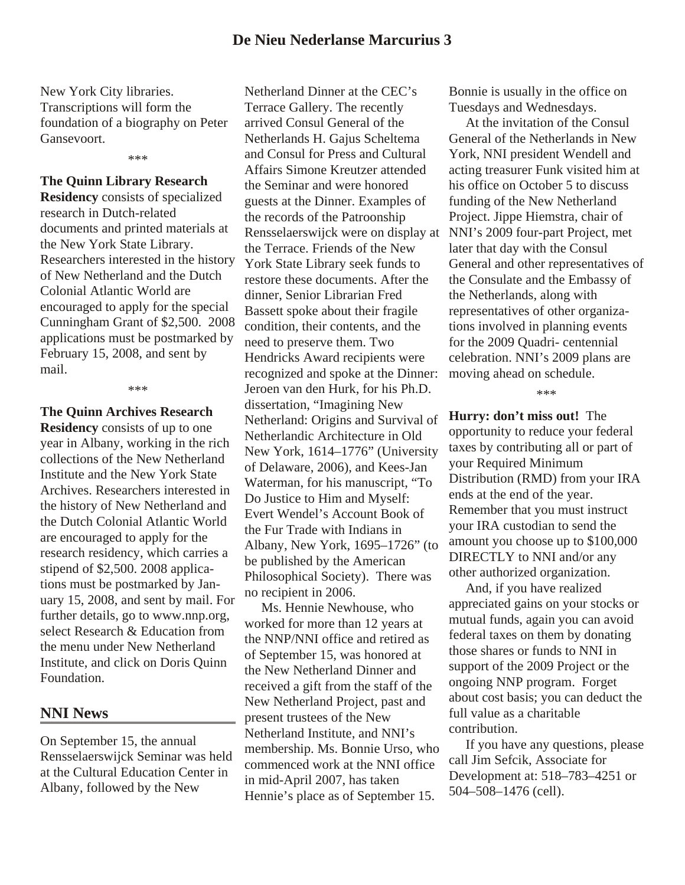New York City libraries. Transcriptions will form the foundation of a biography on Peter Gansevoort.

\*\*\*

**The Quinn Library Research Residency** consists of specialized research in Dutch-related documents and printed materials at the New York State Library. Researchers interested in the history of New Netherland and the Dutch Colonial Atlantic World are encouraged to apply for the special Cunningham Grant of $2,500. 2008 applications must be postmarked by February 15, 2008, and sent by mail.

\*\*\*

**The Quinn Archives Research Residency** consists of up to one year in Albany, working in the rich collections of the New Netherland Institute and the New York State Archives. Researchers interested in the history of New Netherland and the Dutch Colonial Atlantic World are encouraged to apply for the research residency, which carries a stipend of $2,500. 2008 applications must be postmarked by January 15, 2008, and sent by mail. For further details, go to www.nnp.org, select Research & Education from the menu under New Netherland Institute, and click on Doris Quinn Foundation.

## NNI News

On September 15, the annual Rensselaerswijck Seminar was held at the Cultural Education Center in Albany, followed by the New Netherland Dinner at the CEC's Terrace Gallery. The recently arrived Consul General of the Netherlands H. Gajus Scheltema and Consul for Press and Cultural Affairs Simone Kreutzer attended the Seminar and were honored guests at the Dinner. Examples of the records of the Patroonship Rensselaerswijck were on display at the Terrace. Friends of the New York State Library seek funds to restore these documents. After the dinner, Senior Librarian Fred Bassett spoke about their fragile condition, their contents, and the need to preserve them. Two Hendricks Award recipients were recognized and spoke at the Dinner: Jeroen van den Hurk, for his Ph.D. dissertation, "Imagining New Netherland: Origins and Survival of Netherlandic Architecture in Old New York, 1614–1776" (University of Delaware, 2006), and Kees-Jan Waterman, for his manuscript, "To Do Justice to Him and Myself: Evert Wendel's Account Book of the Fur Trade with Indians in Albany, New York, 1695–1726" (to be published by the American Philosophical Society). There was no recipient in 2006.

Ms. Hennie Newhouse, who worked for more than 12 years at the NNP/NNI office and retired as of September 15, was honored at the New Netherland Dinner and received a gift from the staff of the New Netherland Project, past and present trustees of the New Netherland Institute, and NNI's membership. Ms. Bonnie Urso, who commenced work at the NNI office in mid-April 2007, has taken Hennie's place as of September 15. Bonnie is usually in the office on Tuesdays and Wednesdays.

At the invitation of the Consul General of the Netherlands in New York, NNI president Wendell and acting treasurer Funk visited him at his office on October 5 to discuss funding of the New Netherland Project. Jippe Hiemstra, chair of NNI's 2009 four-part Project, met later that day with the Consul General and other representatives of the Consulate and the Embassy of the Netherlands, along with representatives of other organizations involved in planning events for the 2009 Quadri- centennial celebration. NNI's 2009 plans are moving ahead on schedule.

\*\*\*

**Hurry: don't miss out!** The opportunity to reduce your federal taxes by contributing all or part of your Required Minimum Distribution (RMD) from your IRA ends at the end of the year. Remember that you must instruct your IRA custodian to send the amount you choose up to $100,000 DIRECTLY to NNI and/or any other authorized organization.

And, if you have realized appreciated gains on your stocks or mutual funds, again you can avoid federal taxes on them by donating those shares or funds to NNI in support of the 2009 Project or the ongoing NNP program. Forget about cost basis; you can deduct the full value as a charitable contribution.

If you have any questions, please call Jim Sefcik, Associate for Development at: 518–783–4251 or 504–508–1476 (cell).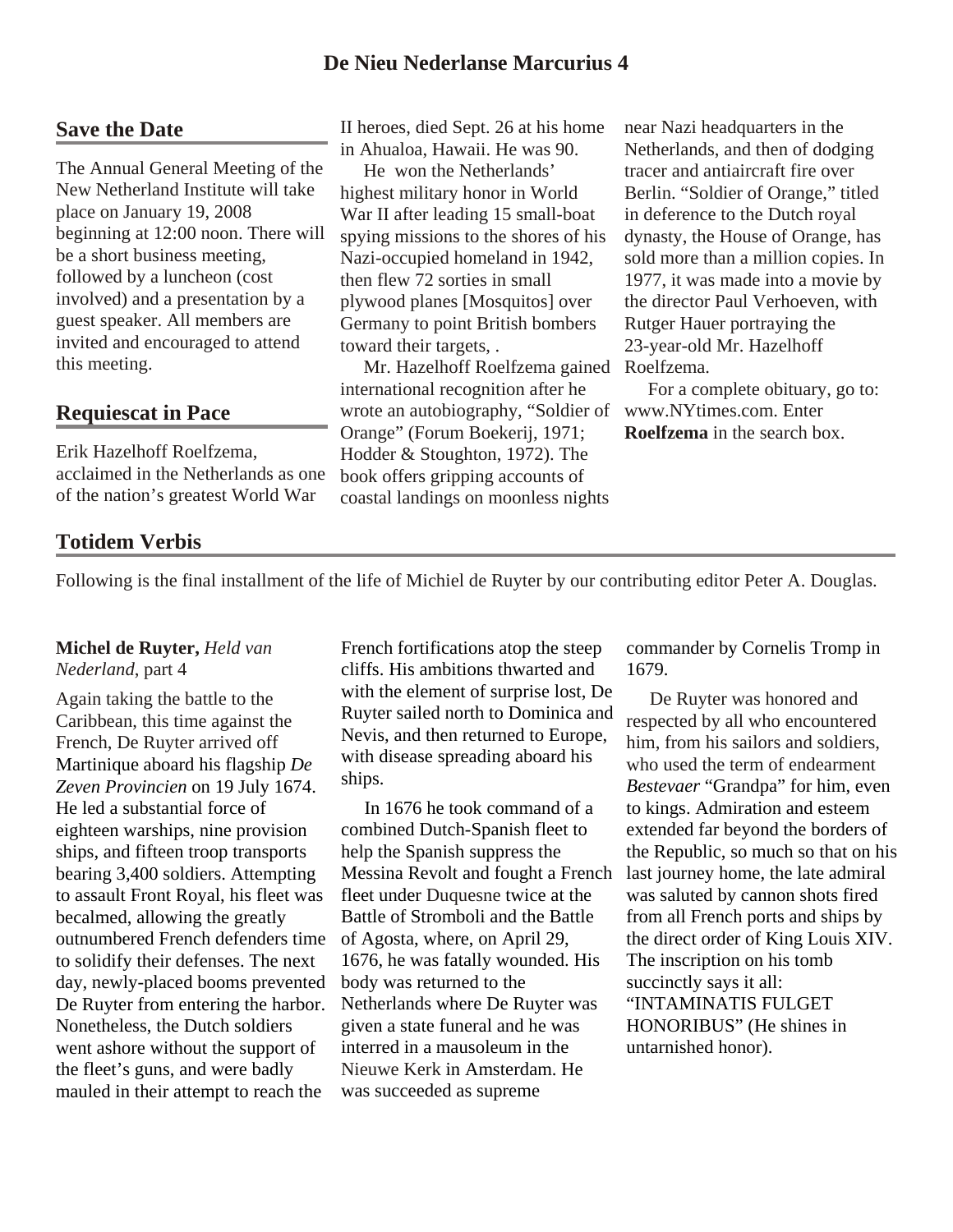## Save the Date

The Annual General Meeting of the New Netherland Institute will take place on January 19, 2008 beginning at 12:00 noon. There will be a short business meeting, followed by a luncheon (cost involved) and a presentation by a guest speaker. All members are invited and encouraged to attend this meeting.

## Requiescat in Pace

Erik Hazelhoff Roelfzema, acclaimed in the Netherlands as one of the nation's greatest World War II heroes, died Sept. 26 at his home in Ahualoa, Hawaii. He was 90.

He won the Netherlands' highest military honor in World War II after leading 15 small-boat spying missions to the shores of his Nazi-occupied homeland in 1942, then flew 72 sorties in small plywood planes [Mosquitos] over Germany to point British bombers toward their targets, .

Mr. Hazelhoff Roelfzema gained international recognition after he wrote an autobiography, "Soldier of Orange" (Forum Boekerij, 1971; Hodder & Stoughton, 1972). The book offers gripping accounts of coastal landings on moonless nights near Nazi headquarters in the Netherlands, and then of dodging tracer and antiaircraft fire over Berlin. "Soldier of Orange," titled in deference to the Dutch royal dynasty, the House of Orange, has sold more than a million copies. In 1977, it was made into a movie by the director Paul Verhoeven, with Rutger Hauer portraying the 23-year-old Mr. Hazelhoff Roelfzema.

For a complete obituary, go to: www.NYtimes.com. Enter **Roelfzema** in the search box.

## Totidem Verbis

Following is the final installment of the life of Michiel de Ruyter by our contributing editor Peter A. Douglas.

**Michel de Ruyter,** *Held van Nederland*, part 4

Again taking the battle to the Caribbean, this time against the French, De Ruyter arrived off Martinique aboard his flagship *De Zeven Provincien* on 19 July 1674. He led a substantial force of eighteen warships, nine provision ships, and fifteen troop transports bearing 3,400 soldiers. Attempting to assault Front Royal, his fleet was becalmed, allowing the greatly outnumbered French defenders time to solidify their defenses. The next day, newly-placed booms prevented De Ruyter from entering the harbor. Nonetheless, the Dutch soldiers went ashore without the support of the fleet's guns, and were badly mauled in their attempt to reach the French fortifications atop the steep cliffs. His ambitions thwarted and with the element of surprise lost, De Ruyter sailed north to Dominica and Nevis, and then returned to Europe, with disease spreading aboard his ships.

In 1676 he took command of a combined Dutch-Spanish fleet to help the Spanish suppress the Messina Revolt and fought a French fleet under Duquesne twice at the Battle of Stromboli and the Battle of Agosta, where, on April 29, 1676, he was fatally wounded. His body was returned to the Netherlands where De Ruyter was given a state funeral and he was interred in a mausoleum in the Nieuwe Kerk in Amsterdam. He was succeeded as supreme commander by Cornelis Tromp in 1679.

De Ruyter was honored and respected by all who encountered him, from his sailors and soldiers, who used the term of endearment *Bestevaer* "Grandpa" for him, even to kings. Admiration and esteem extended far beyond the borders of the Republic, so much so that on his last journey home, the late admiral was saluted by cannon shots fired from all French ports and ships by the direct order of King Louis XIV. The inscription on his tomb succinctly says it all: "INTAMINATIS FULGET HONORIBUS" (He shines in untarnished honor).